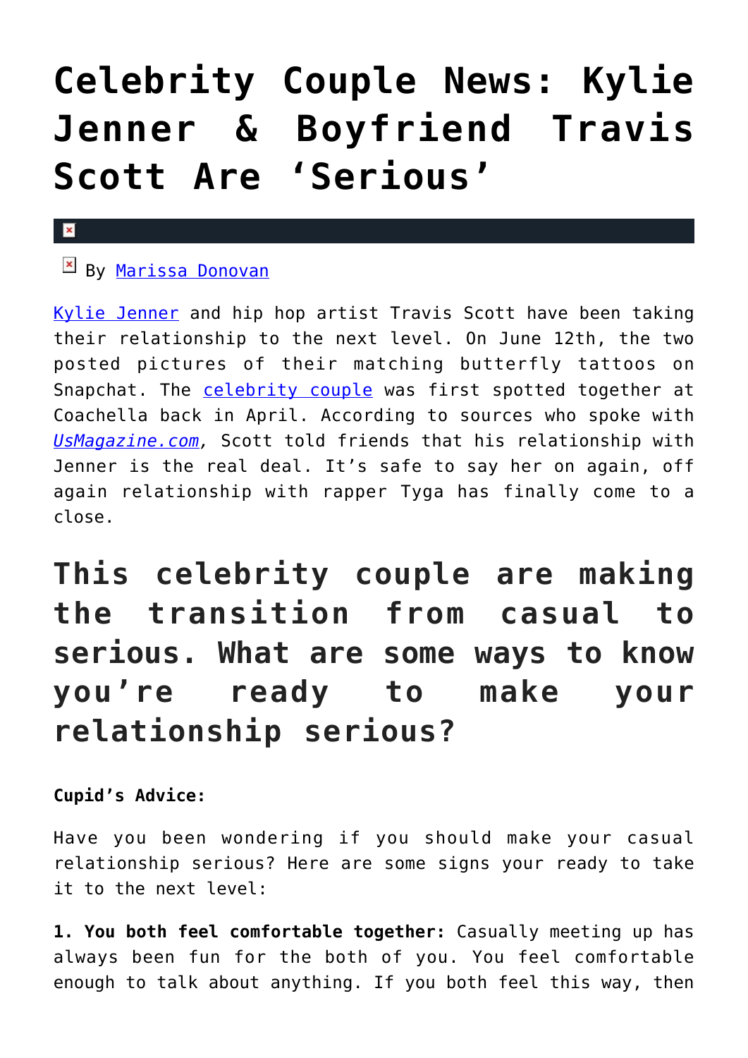# Celebrity Couple News: Kylie Jenner & Boyfriend Travis Scott Are 'Serious'

By Marissa Donovan

Kylie Jenner and hip hop artist Travis Scott have been taking their relationship to the next level. On June 12th, the two posted pictures of their matching butterfly tattoos on Snapchat. The celebrity couple was first spotted together at Coachella back in April. According to sources who spoke with *UsMagazine.com*, Scott told friends that his relationship with Jenner is the real deal. It's safe to say her on again, off again relationship with rapper Tyga has finally come to a close.

## This celebrity couple are making the transition from casual to serious. What are some ways to know you're ready to make your relationship serious?

**Cupid's Advice:**

Have you been wondering if you should make your casual relationship serious? Here are some signs your ready to take it to the next level:

**1. You both feel comfortable together:** Casually meeting up has always been fun for the both of you. You feel comfortable enough to talk about anything. If you both feel this way, then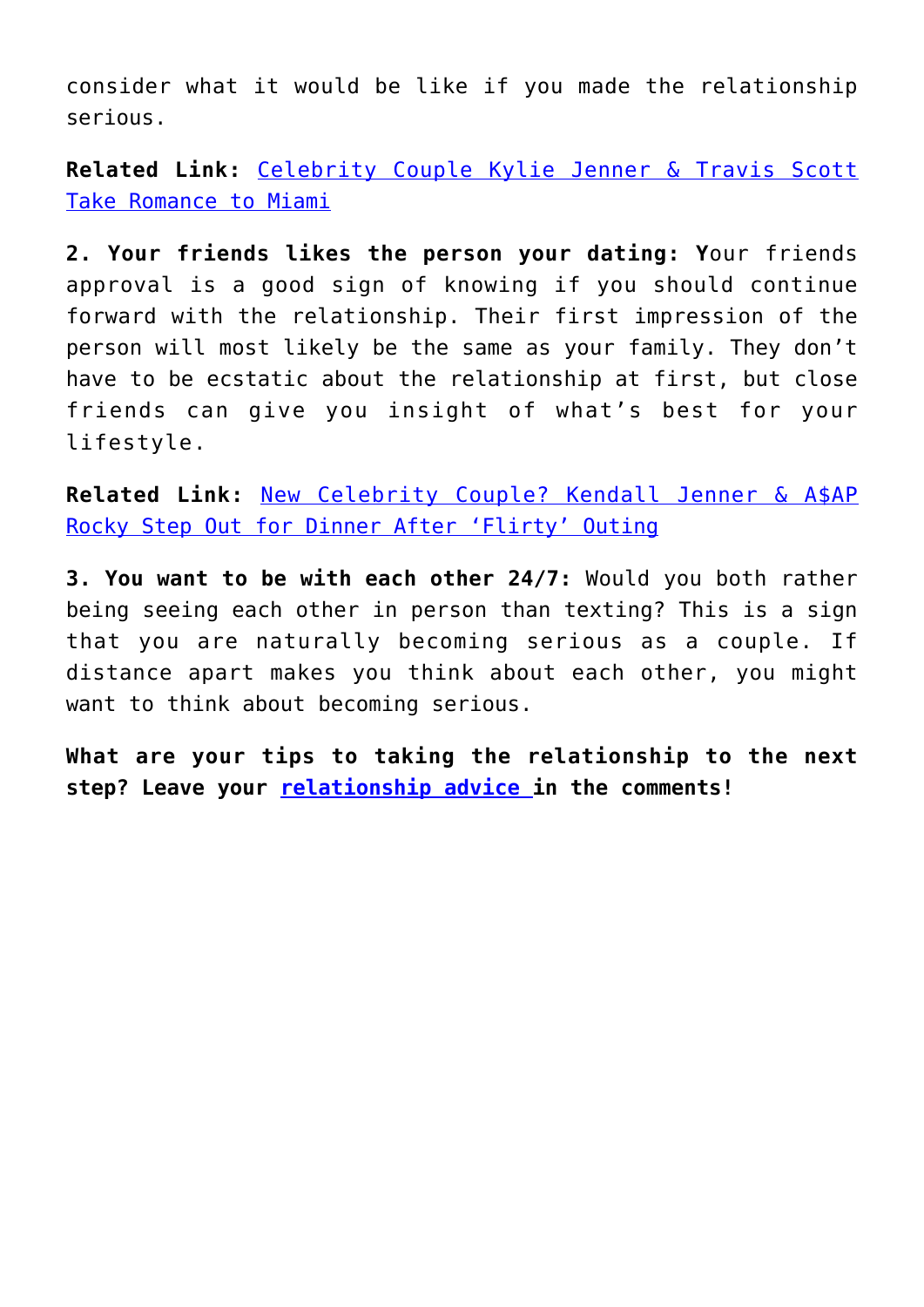consider what it would be like if you made the relationship serious.

**Related Link:** [Celebrity Couple Kylie Jenner & Travis Scott Take Romance to Miami]

**2. Your friends likes the person your dating: Y**our friends approval is a good sign of knowing if you should continue forward with the relationship. Their first impression of the person will most likely be the same as your family. They don't have to be ecstatic about the relationship at first, but close friends can give you insight of what's best for your lifestyle.

**Related Link:** [New Celebrity Couple? Kendall Jenner & A$AP Rocky Step Out for Dinner After 'Flirty' Outing]

**3. You want to be with each other 24/7:** Would you both rather being seeing each other in person than texting? This is a sign that you are naturally becoming serious as a couple. If distance apart makes you think about each other, you might want to think about becoming serious.

**What are your tips to taking the relationship to the next step? Leave your [relationship advice ]in the comments!**